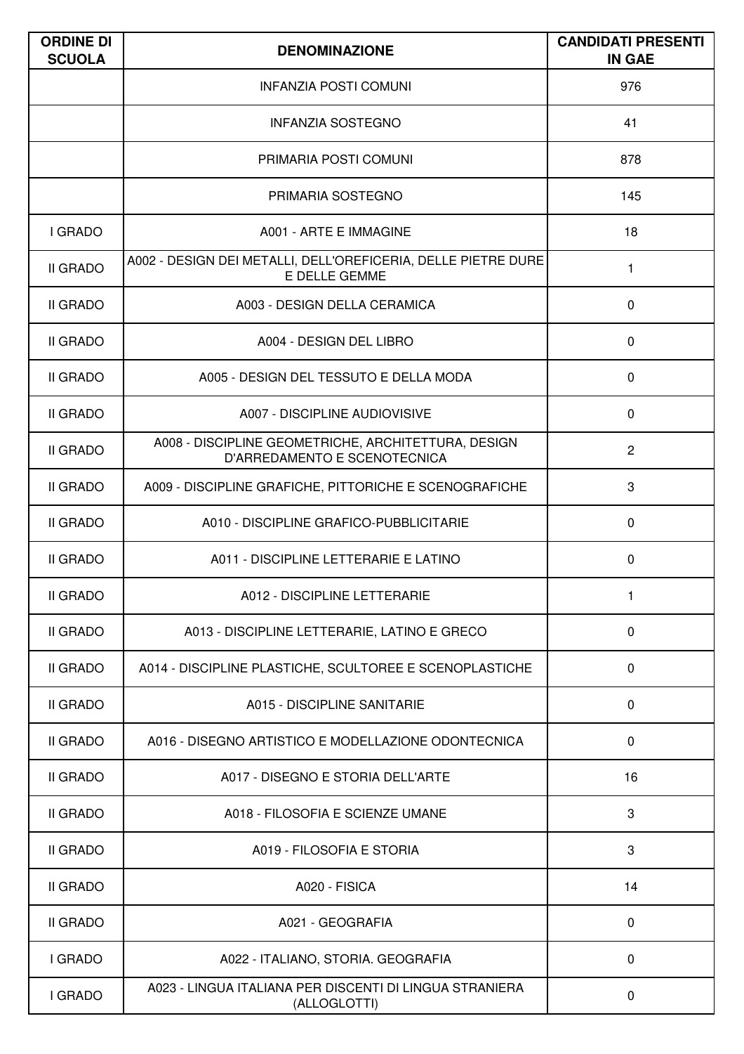| ORDINE DI SCUOLA | DENOMINAZIONE | CANDIDATI PRESENTI IN GAE |
|---|---|---|
| | INFANZIA POSTI COMUNI | 976 |
| | INFANZIA SOSTEGNO | 41 |
| | PRIMARIA POSTI COMUNI | 878 |
| | PRIMARIA SOSTEGNO | 145 |
| I GRADO | A001 - ARTE E IMMAGINE | 18 |
| II GRADO | A002 - DESIGN DEI METALLI, DELL'OREFICERIA, DELLE PIETRE DURE E DELLE GEMME | 1 |
| II GRADO | A003 - DESIGN DELLA CERAMICA | 0 |
| II GRADO | A004 - DESIGN DEL LIBRO | 0 |
| II GRADO | A005 - DESIGN DEL TESSUTO E DELLA MODA | 0 |
| II GRADO | A007 - DISCIPLINE AUDIOVISIVE | 0 |
| II GRADO | A008 - DISCIPLINE GEOMETRICHE, ARCHITETTURA, DESIGN D'ARREDAMENTO E SCENOTECNICA | 2 |
| II GRADO | A009 - DISCIPLINE GRAFICHE, PITTORICHE E SCENOGRAFICHE | 3 |
| II GRADO | A010 - DISCIPLINE GRAFICO-PUBBLICITARIE | 0 |
| II GRADO | A011 - DISCIPLINE LETTERARIE E LATINO | 0 |
| II GRADO | A012 - DISCIPLINE LETTERARIE | 1 |
| II GRADO | A013 - DISCIPLINE LETTERARIE, LATINO E GRECO | 0 |
| II GRADO | A014 - DISCIPLINE PLASTICHE, SCULTOREE E SCENOPLASTICHE | 0 |
| II GRADO | A015 - DISCIPLINE SANITARIE | 0 |
| II GRADO | A016 - DISEGNO ARTISTICO E MODELLAZIONE ODONTECNICA | 0 |
| II GRADO | A017 - DISEGNO E STORIA DELL'ARTE | 16 |
| II GRADO | A018 - FILOSOFIA E SCIENZE UMANE | 3 |
| II GRADO | A019 - FILOSOFIA E STORIA | 3 |
| II GRADO | A020 - FISICA | 14 |
| II GRADO | A021 - GEOGRAFIA | 0 |
| I GRADO | A022 - ITALIANO, STORIA. GEOGRAFIA | 0 |
| I GRADO | A023 - LINGUA ITALIANA PER DISCENTI DI LINGUA STRANIERA (ALLOGLOTTI) | 0 |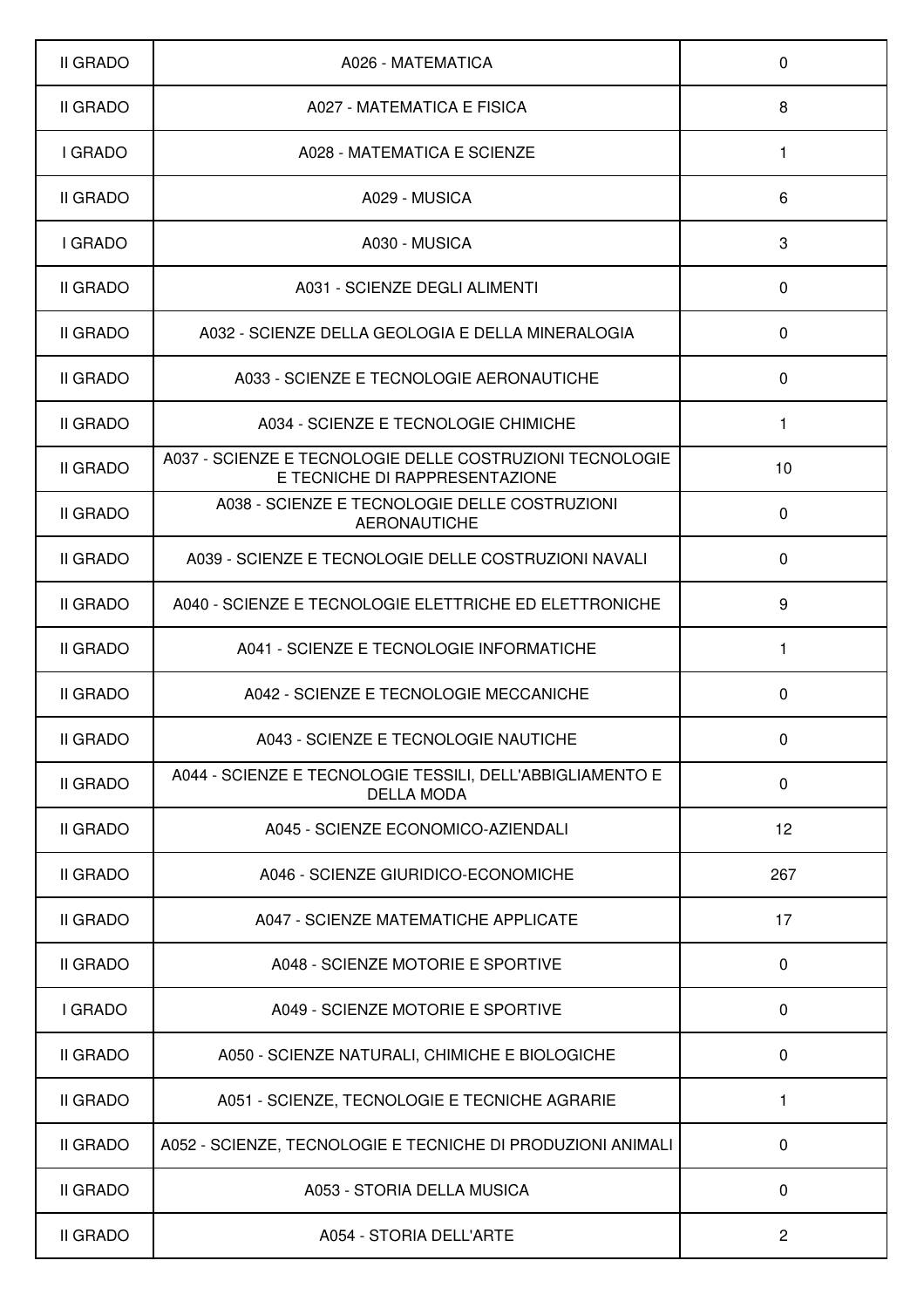| II GRADO | A026 - MATEMATICA | 0 |
|---|---|---|
| II GRADO | A027 - MATEMATICA E FISICA | 8 |
| I GRADO | A028 - MATEMATICA E SCIENZE | 1 |
| II GRADO | A029 - MUSICA | 6 |
| I GRADO | A030 - MUSICA | 3 |
| II GRADO | A031 - SCIENZE DEGLI ALIMENTI | 0 |
| II GRADO | A032 - SCIENZE DELLA GEOLOGIA E DELLA MINERALOGIA | 0 |
| II GRADO | A033 - SCIENZE E TECNOLOGIE AERONAUTICHE | 0 |
| II GRADO | A034 - SCIENZE E TECNOLOGIE CHIMICHE | 1 |
| II GRADO | A037 - SCIENZE E TECNOLOGIE DELLE COSTRUZIONI TECNOLOGIE E TECNICHE DI RAPPRESENTAZIONE | 10 |
| II GRADO | A038 - SCIENZE E TECNOLOGIE DELLE COSTRUZIONI AERONAUTICHE | 0 |
| II GRADO | A039 - SCIENZE E TECNOLOGIE DELLE COSTRUZIONI NAVALI | 0 |
| II GRADO | A040 - SCIENZE E TECNOLOGIE ELETTRICHE ED ELETTRONICHE | 9 |
| II GRADO | A041 - SCIENZE E TECNOLOGIE INFORMATICHE | 1 |
| II GRADO | A042 - SCIENZE E TECNOLOGIE MECCANICHE | 0 |
| II GRADO | A043 - SCIENZE E TECNOLOGIE NAUTICHE | 0 |
| II GRADO | A044 - SCIENZE E TECNOLOGIE TESSILI, DELL'ABBIGLIAMENTO E DELLA MODA | 0 |
| II GRADO | A045 - SCIENZE ECONOMICO-AZIENDALI | 12 |
| II GRADO | A046 - SCIENZE GIURIDICO-ECONOMICHE | 267 |
| II GRADO | A047 - SCIENZE MATEMATICHE APPLICATE | 17 |
| II GRADO | A048 - SCIENZE MOTORIE E SPORTIVE | 0 |
| I GRADO | A049 - SCIENZE MOTORIE E SPORTIVE | 0 |
| II GRADO | A050 - SCIENZE NATURALI, CHIMICHE E BIOLOGICHE | 0 |
| II GRADO | A051 - SCIENZE, TECNOLOGIE E TECNICHE AGRARIE | 1 |
| II GRADO | A052 - SCIENZE, TECNOLOGIE E TECNICHE DI PRODUZIONI ANIMALI | 0 |
| II GRADO | A053 - STORIA DELLA MUSICA | 0 |
| II GRADO | A054 - STORIA DELL'ARTE | 2 |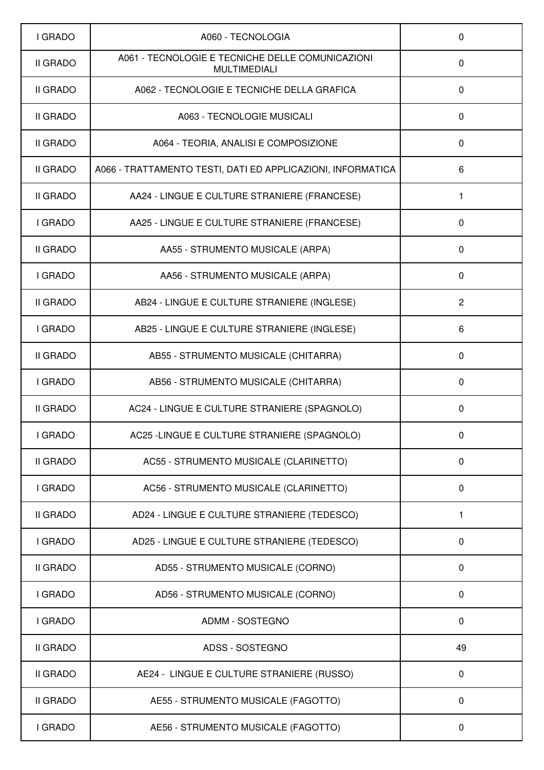| I GRADO | A060 - TECNOLOGIA | 0 |
|---|---|---|
| II GRADO | A061 - TECNOLOGIE E TECNICHE DELLE COMUNICAZIONI MULTIMEDIALI | 0 |
| II GRADO | A062 - TECNOLOGIE E TECNICHE DELLA GRAFICA | 0 |
| II GRADO | A063 - TECNOLOGIE MUSICALI | 0 |
| II GRADO | A064 - TEORIA, ANALISI E COMPOSIZIONE | 0 |
| II GRADO | A066 - TRATTAMENTO TESTI, DATI ED APPLICAZIONI, INFORMATICA | 6 |
| II GRADO | AA24 - LINGUE E CULTURE STRANIERE (FRANCESE) | 1 |
| I GRADO | AA25 - LINGUE E CULTURE STRANIERE (FRANCESE) | 0 |
| II GRADO | AA55 - STRUMENTO MUSICALE (ARPA) | 0 |
| I GRADO | AA56 - STRUMENTO MUSICALE (ARPA) | 0 |
| II GRADO | AB24 - LINGUE E CULTURE STRANIERE (INGLESE) | 2 |
| I GRADO | AB25 - LINGUE E CULTURE STRANIERE (INGLESE) | 6 |
| II GRADO | AB55 - STRUMENTO MUSICALE (CHITARRA) | 0 |
| I GRADO | AB56 - STRUMENTO MUSICALE (CHITARRA) | 0 |
| II GRADO | AC24 - LINGUE E CULTURE STRANIERE (SPAGNOLO) | 0 |
| I GRADO | AC25 -LINGUE E CULTURE STRANIERE (SPAGNOLO) | 0 |
| II GRADO | AC55 - STRUMENTO MUSICALE (CLARINETTO) | 0 |
| I GRADO | AC56 - STRUMENTO MUSICALE (CLARINETTO) | 0 |
| II GRADO | AD24 - LINGUE E CULTURE STRANIERE (TEDESCO) | 1 |
| I GRADO | AD25 - LINGUE E CULTURE STRANIERE (TEDESCO) | 0 |
| II GRADO | AD55 - STRUMENTO MUSICALE (CORNO) | 0 |
| I GRADO | AD56 - STRUMENTO MUSICALE (CORNO) | 0 |
| I GRADO | ADMM - SOSTEGNO | 0 |
| II GRADO | ADSS - SOSTEGNO | 49 |
| II GRADO | AE24 - LINGUE E CULTURE STRANIERE (RUSSO) | 0 |
| II GRADO | AE55 - STRUMENTO MUSICALE (FAGOTTO) | 0 |
| I GRADO | AE56 - STRUMENTO MUSICALE (FAGOTTO) | 0 |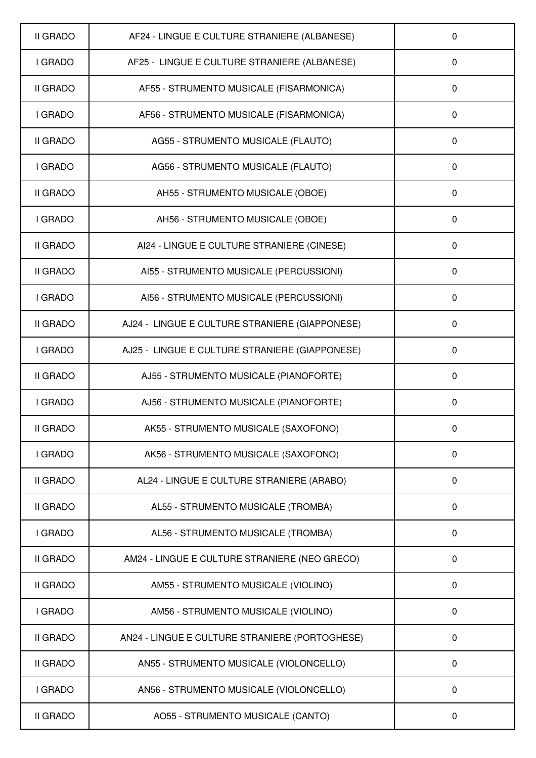| | | |
|---|---|---|
| II GRADO | AF24 - LINGUE E CULTURE STRANIERE (ALBANESE) | 0 |
| I GRADO | AF25 - LINGUE E CULTURE STRANIERE (ALBANESE) | 0 |
| II GRADO | AF55 - STRUMENTO MUSICALE (FISARMONICA) | 0 |
| I GRADO | AF56 - STRUMENTO MUSICALE (FISARMONICA) | 0 |
| II GRADO | AG55 - STRUMENTO MUSICALE (FLAUTO) | 0 |
| I GRADO | AG56 - STRUMENTO MUSICALE (FLAUTO) | 0 |
| II GRADO | AH55 - STRUMENTO MUSICALE (OBOE) | 0 |
| I GRADO | AH56 - STRUMENTO MUSICALE (OBOE) | 0 |
| II GRADO | AI24 - LINGUE E CULTURE STRANIERE (CINESE) | 0 |
| II GRADO | AI55 - STRUMENTO MUSICALE (PERCUSSIONI) | 0 |
| I GRADO | AI56 - STRUMENTO MUSICALE (PERCUSSIONI) | 0 |
| II GRADO | AJ24 - LINGUE E CULTURE STRANIERE (GIAPPONESE) | 0 |
| I GRADO | AJ25 - LINGUE E CULTURE STRANIERE (GIAPPONESE) | 0 |
| II GRADO | AJ55 - STRUMENTO MUSICALE (PIANOFORTE) | 0 |
| I GRADO | AJ56 - STRUMENTO MUSICALE (PIANOFORTE) | 0 |
| II GRADO | AK55 - STRUMENTO MUSICALE (SAXOFONO) | 0 |
| I GRADO | AK56 - STRUMENTO MUSICALE (SAXOFONO) | 0 |
| II GRADO | AL24 - LINGUE E CULTURE STRANIERE (ARABO) | 0 |
| II GRADO | AL55 - STRUMENTO MUSICALE (TROMBA) | 0 |
| I GRADO | AL56 - STRUMENTO MUSICALE (TROMBA) | 0 |
| II GRADO | AM24 - LINGUE E CULTURE STRANIERE (NEO GRECO) | 0 |
| II GRADO | AM55 - STRUMENTO MUSICALE (VIOLINO) | 0 |
| I GRADO | AM56 - STRUMENTO MUSICALE (VIOLINO) | 0 |
| II GRADO | AN24 - LINGUE E CULTURE STRANIERE (PORTOGHESE) | 0 |
| II GRADO | AN55 - STRUMENTO MUSICALE (VIOLONCELLO) | 0 |
| I GRADO | AN56 - STRUMENTO MUSICALE (VIOLONCELLO) | 0 |
| II GRADO | AO55 - STRUMENTO MUSICALE (CANTO) | 0 |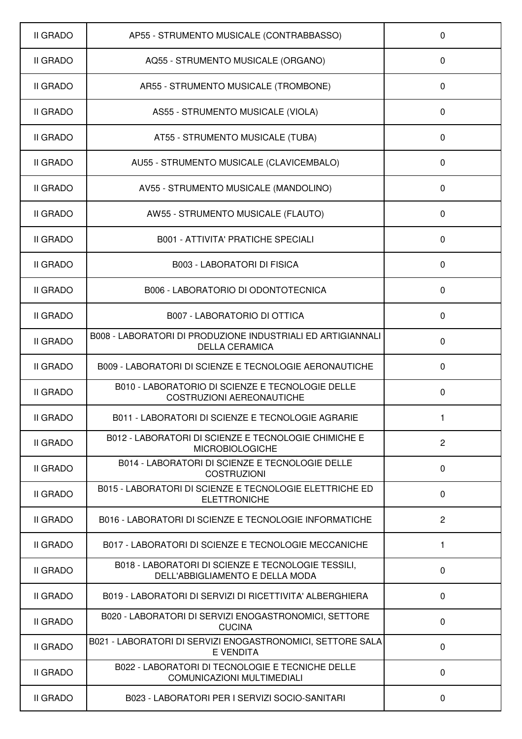| | | |
|---|---|---|
| II GRADO | AP55 - STRUMENTO MUSICALE (CONTRABBASSO) | 0 |
| II GRADO | AQ55 - STRUMENTO MUSICALE (ORGANO) | 0 |
| II GRADO | AR55 - STRUMENTO MUSICALE (TROMBONE) | 0 |
| II GRADO | AS55 - STRUMENTO MUSICALE (VIOLA) | 0 |
| II GRADO | AT55 - STRUMENTO MUSICALE (TUBA) | 0 |
| II GRADO | AU55 - STRUMENTO MUSICALE (CLAVICEMBALO) | 0 |
| II GRADO | AV55 - STRUMENTO MUSICALE (MANDOLINO) | 0 |
| II GRADO | AW55 - STRUMENTO MUSICALE (FLAUTO) | 0 |
| II GRADO | B001 - ATTIVITA' PRATICHE SPECIALI | 0 |
| II GRADO | B003 - LABORATORI DI FISICA | 0 |
| II GRADO | B006 - LABORATORIO DI ODONTOTECNICA | 0 |
| II GRADO | B007 - LABORATORIO DI OTTICA | 0 |
| II GRADO | B008 - LABORATORI DI PRODUZIONE INDUSTRIALI ED ARTIGIANNALI DELLA CERAMICA | 0 |
| II GRADO | B009 - LABORATORI DI SCIENZE E TECNOLOGIE AERONAUTICHE | 0 |
| II GRADO | B010 - LABORATORIO DI SCIENZE E TECNOLOGIE DELLE COSTRUZIONI AEREONAUTICHE | 0 |
| II GRADO | B011 - LABORATORI DI SCIENZE E TECNOLOGIE AGRARIE | 1 |
| II GRADO | B012 - LABORATORI DI SCIENZE E TECNOLOGIE CHIMICHE E MICROBIOLOGICHE | 2 |
| II GRADO | B014 - LABORATORI DI SCIENZE E TECNOLOGIE DELLE COSTRUZIONI | 0 |
| II GRADO | B015 - LABORATORI DI SCIENZE E TECNOLOGIE ELETTRICHE ED ELETTRONICHE | 0 |
| II GRADO | B016 - LABORATORI DI SCIENZE E TECNOLOGIE INFORMATICHE | 2 |
| II GRADO | B017 - LABORATORI DI SCIENZE E TECNOLOGIE MECCANICHE | 1 |
| II GRADO | B018 - LABORATORI DI SCIENZE E TECNOLOGIE TESSILI, DELL'ABBIGLIAMENTO E DELLA MODA | 0 |
| II GRADO | B019 - LABORATORI DI SERVIZI DI RICETTIVITA' ALBERGHIERA | 0 |
| II GRADO | B020 - LABORATORI DI SERVIZI ENOGASTRONOMICI, SETTORE CUCINA | 0 |
| II GRADO | B021 - LABORATORI DI SERVIZI ENOGASTRONOMICI, SETTORE SALA E VENDITA | 0 |
| II GRADO | B022 - LABORATORI DI TECNOLOGIE E TECNICHE DELLE COMUNICAZIONI MULTIMEDIALI | 0 |
| II GRADO | B023 - LABORATORI PER I SERVIZI SOCIO-SANITARI | 0 |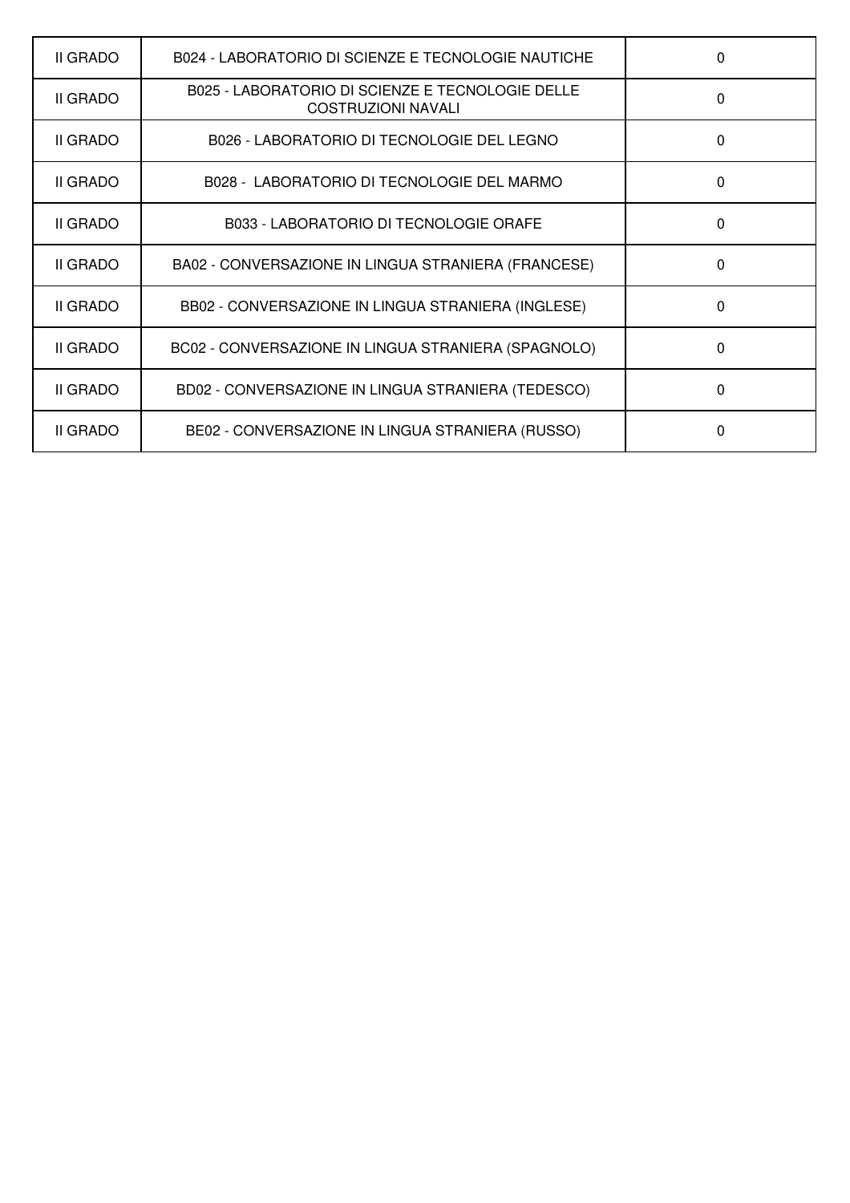| | | |
|---|---|---|
| II GRADO | B024 - LABORATORIO DI SCIENZE E TECNOLOGIE NAUTICHE | 0 |
| II GRADO | B025 - LABORATORIO DI SCIENZE E TECNOLOGIE DELLE COSTRUZIONI NAVALI | 0 |
| II GRADO | B026 - LABORATORIO DI TECNOLOGIE DEL LEGNO | 0 |
| II GRADO | B028 - LABORATORIO DI TECNOLOGIE DEL MARMO | 0 |
| II GRADO | B033 - LABORATORIO DI TECNOLOGIE ORAFE | 0 |
| II GRADO | BA02 - CONVERSAZIONE IN LINGUA STRANIERA (FRANCESE) | 0 |
| II GRADO | BB02 - CONVERSAZIONE IN LINGUA STRANIERA (INGLESE) | 0 |
| II GRADO | BC02 - CONVERSAZIONE IN LINGUA STRANIERA (SPAGNOLO) | 0 |
| II GRADO | BD02 - CONVERSAZIONE IN LINGUA STRANIERA (TEDESCO) | 0 |
| II GRADO | BE02 - CONVERSAZIONE IN LINGUA STRANIERA (RUSSO) | 0 |